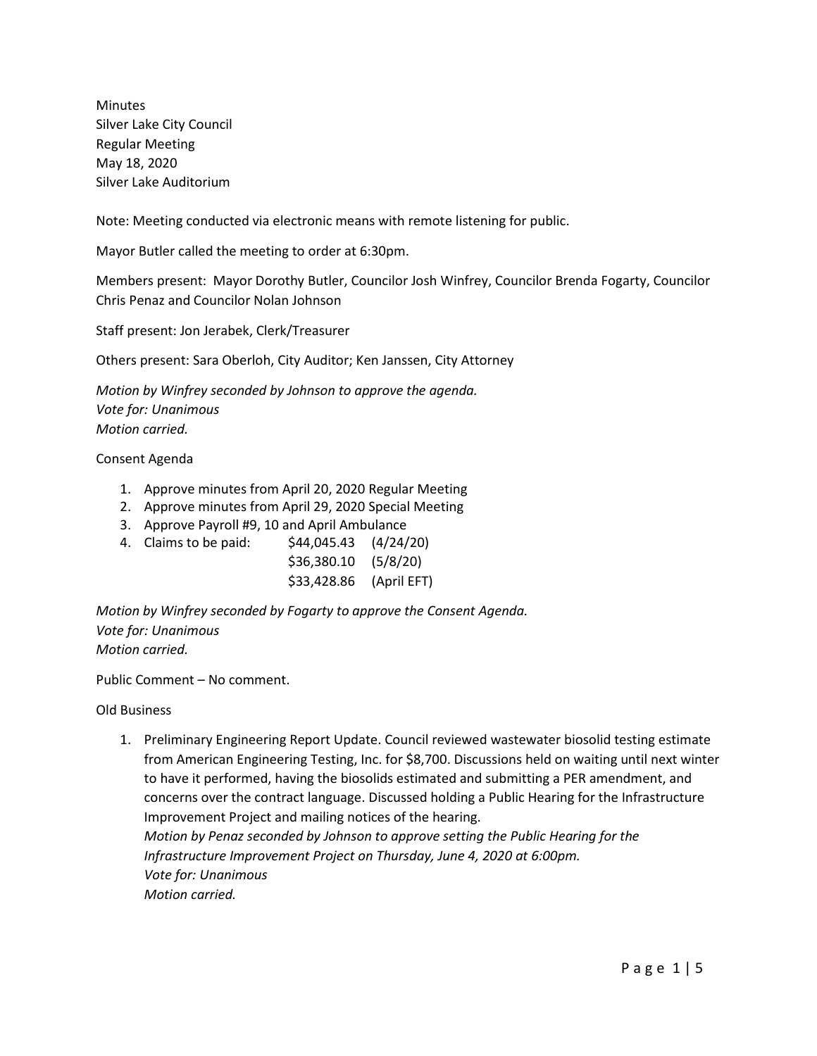Minutes
Silver Lake City Council
Regular Meeting
May 18, 2020
Silver Lake Auditorium

Note: Meeting conducted via electronic means with remote listening for public.

Mayor Butler called the meeting to order at 6:30pm.

Members present: Mayor Dorothy Butler, Councilor Josh Winfrey, Councilor Brenda Fogarty, Councilor Chris Penaz and Councilor Nolan Johnson

Staff present: Jon Jerabek, Clerk/Treasurer

Others present: Sara Oberloh, City Auditor; Ken Janssen, City Attorney

*Motion by Winfrey seconded by Johnson to approve the agenda.*
*Vote for: Unanimous*
*Motion carried.*

Consent Agenda

1. Approve minutes from April 20, 2020 Regular Meeting
2. Approve minutes from April 29, 2020 Special Meeting
3. Approve Payroll #9, 10 and April Ambulance
4. Claims to be paid: $44,045.43 (4/24/20)
   $36,380.10 (5/8/20)
   $33,428.86 (April EFT)

*Motion by Winfrey seconded by Fogarty to approve the Consent Agenda.*
*Vote for: Unanimous*
*Motion carried.*

Public Comment – No comment.

Old Business

1. Preliminary Engineering Report Update. Council reviewed wastewater biosolid testing estimate from American Engineering Testing, Inc. for $8,700. Discussions held on waiting until next winter to have it performed, having the biosolids estimated and submitting a PER amendment, and concerns over the contract language. Discussed holding a Public Hearing for the Infrastructure Improvement Project and mailing notices of the hearing.
   *Motion by Penaz seconded by Johnson to approve setting the Public Hearing for the Infrastructure Improvement Project on Thursday, June 4, 2020 at 6:00pm.*
   *Vote for: Unanimous*
   *Motion carried.*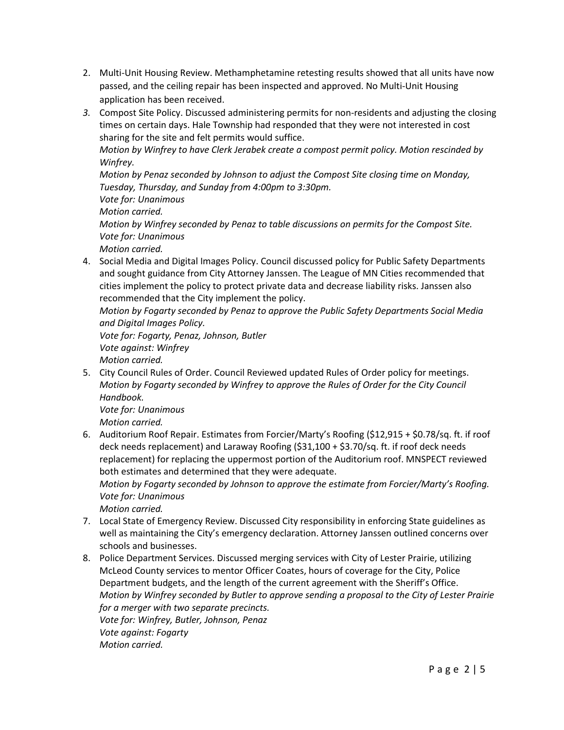2. Multi-Unit Housing Review. Methamphetamine retesting results showed that all units have now passed, and the ceiling repair has been inspected and approved. No Multi-Unit Housing application has been received.
3. Compost Site Policy. Discussed administering permits for non-residents and adjusting the closing times on certain days. Hale Township had responded that they were not interested in cost sharing for the site and felt permits would suffice.
   *Motion by Winfrey to have Clerk Jerabek create a compost permit policy. Motion rescinded by Winfrey.*
   *Motion by Penaz seconded by Johnson to adjust the Compost Site closing time on Monday, Tuesday, Thursday, and Sunday from 4:00pm to 3:30pm.*
   *Vote for: Unanimous*
   *Motion carried.*
   *Motion by Winfrey seconded by Penaz to table discussions on permits for the Compost Site.*
   *Vote for: Unanimous*
   *Motion carried.*
4. Social Media and Digital Images Policy. Council discussed policy for Public Safety Departments and sought guidance from City Attorney Janssen. The League of MN Cities recommended that cities implement the policy to protect private data and decrease liability risks. Janssen also recommended that the City implement the policy.
   *Motion by Fogarty seconded by Penaz to approve the Public Safety Departments Social Media and Digital Images Policy.*
   *Vote for: Fogarty, Penaz, Johnson, Butler*
   *Vote against: Winfrey*
   *Motion carried.*
5. City Council Rules of Order. Council Reviewed updated Rules of Order policy for meetings.
   *Motion by Fogarty seconded by Winfrey to approve the Rules of Order for the City Council Handbook.*
   *Vote for: Unanimous*
   *Motion carried.*
6. Auditorium Roof Repair. Estimates from Forcier/Marty's Roofing ($12,915 + $0.78/sq. ft. if roof deck needs replacement) and Laraway Roofing ($31,100 + $3.70/sq. ft. if roof deck needs replacement) for replacing the uppermost portion of the Auditorium roof. MNSPECT reviewed both estimates and determined that they were adequate.
   *Motion by Fogarty seconded by Johnson to approve the estimate from Forcier/Marty's Roofing.*
   *Vote for: Unanimous*
   *Motion carried.*
7. Local State of Emergency Review. Discussed City responsibility in enforcing State guidelines as well as maintaining the City's emergency declaration. Attorney Janssen outlined concerns over schools and businesses.
8. Police Department Services. Discussed merging services with City of Lester Prairie, utilizing McLeod County services to mentor Officer Coates, hours of coverage for the City, Police Department budgets, and the length of the current agreement with the Sheriff's Office.
   *Motion by Winfrey seconded by Butler to approve sending a proposal to the City of Lester Prairie for a merger with two separate precincts.*
   *Vote for: Winfrey, Butler, Johnson, Penaz*
   *Vote against: Fogarty*
   *Motion carried.*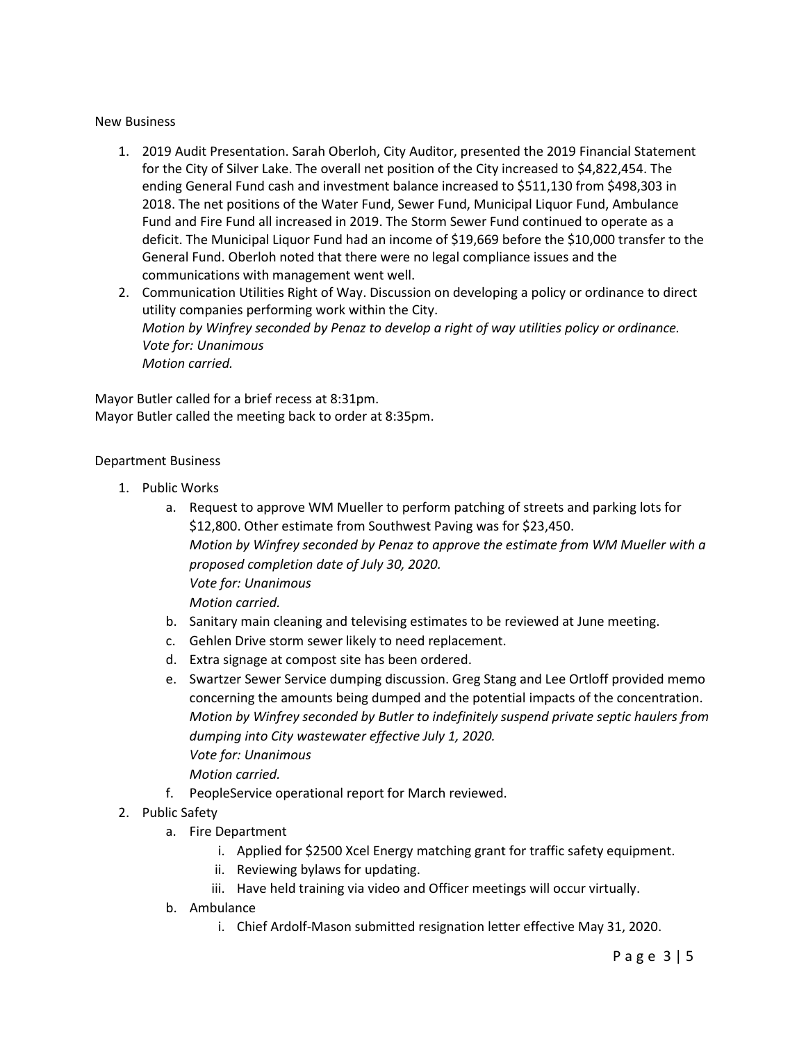New Business

1. 2019 Audit Presentation. Sarah Oberloh, City Auditor, presented the 2019 Financial Statement for the City of Silver Lake. The overall net position of the City increased to $4,822,454. The ending General Fund cash and investment balance increased to $511,130 from $498,303 in 2018. The net positions of the Water Fund, Sewer Fund, Municipal Liquor Fund, Ambulance Fund and Fire Fund all increased in 2019. The Storm Sewer Fund continued to operate as a deficit. The Municipal Liquor Fund had an income of $19,669 before the $10,000 transfer to the General Fund. Oberloh noted that there were no legal compliance issues and the communications with management went well.
2. Communication Utilities Right of Way. Discussion on developing a policy or ordinance to direct utility companies performing work within the City.
   *Motion by Winfrey seconded by Penaz to develop a right of way utilities policy or ordinance.*
   *Vote for: Unanimous*
   *Motion carried.*

Mayor Butler called for a brief recess at 8:31pm.
Mayor Butler called the meeting back to order at 8:35pm.

Department Business

1. Public Works
   a. Request to approve WM Mueller to perform patching of streets and parking lots for $12,800. Other estimate from Southwest Paving was for $23,450.
      *Motion by Winfrey seconded by Penaz to approve the estimate from WM Mueller with a proposed completion date of July 30, 2020.*
      *Vote for: Unanimous*
      *Motion carried.*
   b. Sanitary main cleaning and televising estimates to be reviewed at June meeting.
   c. Gehlen Drive storm sewer likely to need replacement.
   d. Extra signage at compost site has been ordered.
   e. Swartzer Sewer Service dumping discussion. Greg Stang and Lee Ortloff provided memo concerning the amounts being dumped and the potential impacts of the concentration.
      *Motion by Winfrey seconded by Butler to indefinitely suspend private septic haulers from dumping into City wastewater effective July 1, 2020.*
      *Vote for: Unanimous*
      *Motion carried.*
   f. PeopleService operational report for March reviewed.
2. Public Safety
   a. Fire Department
      i. Applied for $2500 Xcel Energy matching grant for traffic safety equipment.
      ii. Reviewing bylaws for updating.
      iii. Have held training via video and Officer meetings will occur virtually.
   b. Ambulance
      i. Chief Ardolf-Mason submitted resignation letter effective May 31, 2020.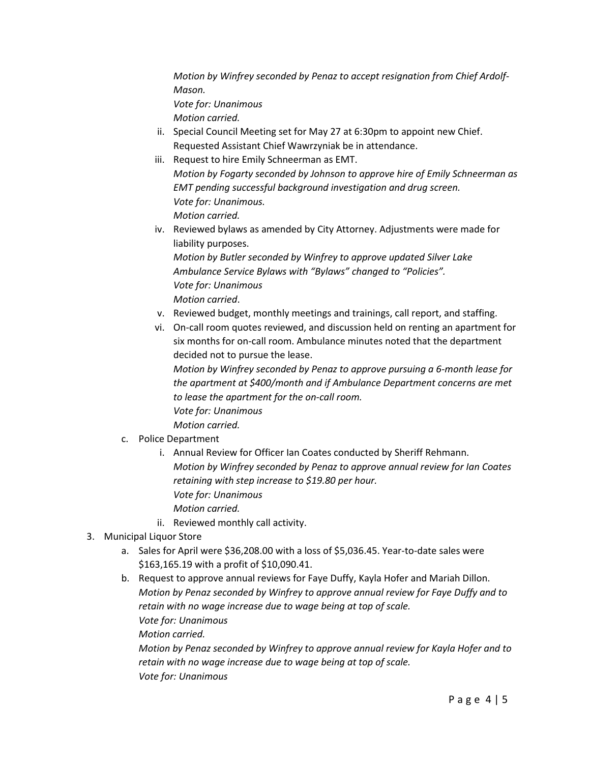*Motion by Winfrey seconded by Penaz to accept resignation from Chief Ardolf-Mason.*
*Vote for: Unanimous*
*Motion carried.*

ii. Special Council Meeting set for May 27 at 6:30pm to appoint new Chief. Requested Assistant Chief Wawrzyniak be in attendance.

iii. Request to hire Emily Schneerman as EMT.
*Motion by Fogarty seconded by Johnson to approve hire of Emily Schneerman as EMT pending successful background investigation and drug screen.*
*Vote for: Unanimous.*
*Motion carried.*

iv. Reviewed bylaws as amended by City Attorney. Adjustments were made for liability purposes.
*Motion by Butler seconded by Winfrey to approve updated Silver Lake Ambulance Service Bylaws with "Bylaws" changed to "Policies".*
*Vote for: Unanimous*
*Motion carried*.

v. Reviewed budget, monthly meetings and trainings, call report, and staffing.

vi. On-call room quotes reviewed, and discussion held on renting an apartment for six months for on-call room. Ambulance minutes noted that the department decided not to pursue the lease.
*Motion by Winfrey seconded by Penaz to approve pursuing a 6-month lease for the apartment at $400/month and if Ambulance Department concerns are met to lease the apartment for the on-call room.*
*Vote for: Unanimous*
*Motion carried.*

c. Police Department

i. Annual Review for Officer Ian Coates conducted by Sheriff Rehmann.
*Motion by Winfrey seconded by Penaz to approve annual review for Ian Coates retaining with step increase to $19.80 per hour.*
*Vote for: Unanimous*
*Motion carried.*

ii. Reviewed monthly call activity.

3. Municipal Liquor Store

a. Sales for April were $36,208.00 with a loss of $5,036.45. Year-to-date sales were $163,165.19 with a profit of $10,090.41.

b. Request to approve annual reviews for Faye Duffy, Kayla Hofer and Mariah Dillon.
*Motion by Penaz seconded by Winfrey to approve annual review for Faye Duffy and to retain with no wage increase due to wage being at top of scale.*
*Vote for: Unanimous*
*Motion carried.*
*Motion by Penaz seconded by Winfrey to approve annual review for Kayla Hofer and to retain with no wage increase due to wage being at top of scale.*
*Vote for: Unanimous*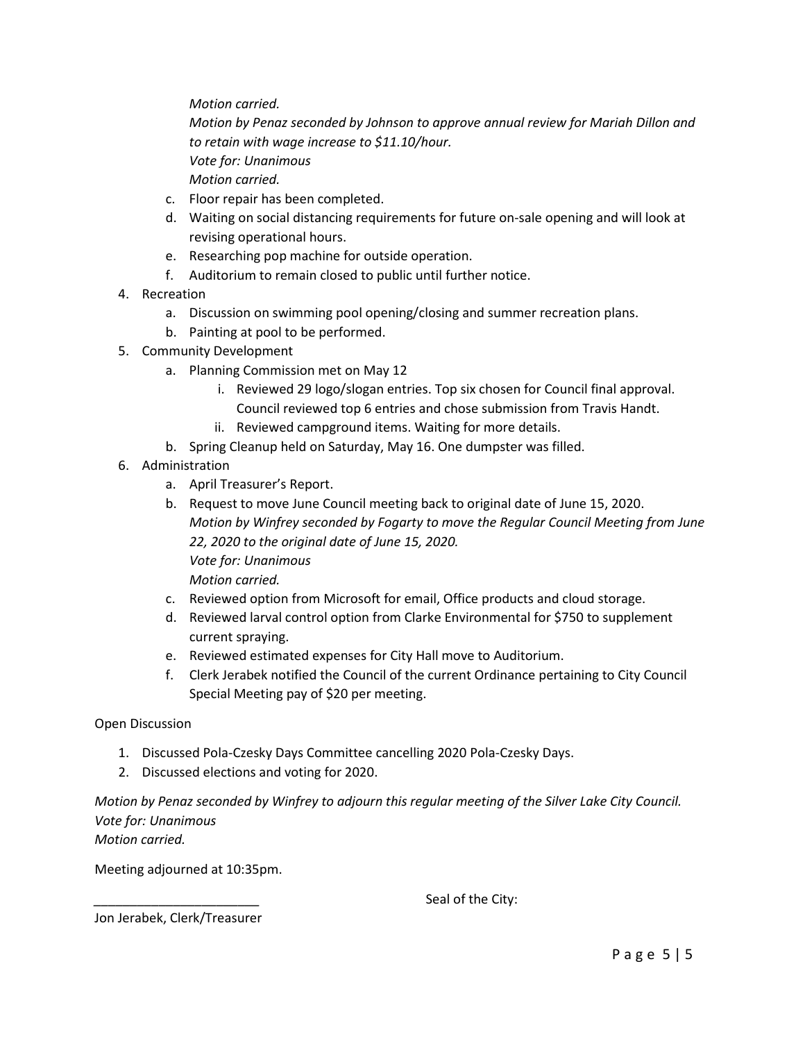*Motion carried.*

*Motion by Penaz seconded by Johnson to approve annual review for Mariah Dillon and to retain with wage increase to $11.10/hour.*

*Vote for: Unanimous*

*Motion carried.*

c. Floor repair has been completed.

d. Waiting on social distancing requirements for future on-sale opening and will look at revising operational hours.

e. Researching pop machine for outside operation.

f. Auditorium to remain closed to public until further notice.

4. Recreation
   a. Discussion on swimming pool opening/closing and summer recreation plans.
   b. Painting at pool to be performed.
5. Community Development
   a. Planning Commission met on May 12
      i. Reviewed 29 logo/slogan entries. Top six chosen for Council final approval. Council reviewed top 6 entries and chose submission from Travis Handt.
      ii. Reviewed campground items. Waiting for more details.
   b. Spring Cleanup held on Saturday, May 16. One dumpster was filled.
6. Administration
   a. April Treasurer's Report.
   b. Request to move June Council meeting back to original date of June 15, 2020.
      *Motion by Winfrey seconded by Fogarty to move the Regular Council Meeting from June 22, 2020 to the original date of June 15, 2020.*
      *Vote for: Unanimous*
      *Motion carried.*
   c. Reviewed option from Microsoft for email, Office products and cloud storage.
   d. Reviewed larval control option from Clarke Environmental for $750 to supplement current spraying.
   e. Reviewed estimated expenses for City Hall move to Auditorium.
   f. Clerk Jerabek notified the Council of the current Ordinance pertaining to City Council Special Meeting pay of $20 per meeting.

Open Discussion

1. Discussed Pola-Czesky Days Committee cancelling 2020 Pola-Czesky Days.
2. Discussed elections and voting for 2020.

*Motion by Penaz seconded by Winfrey to adjourn this regular meeting of the Silver Lake City Council.*
*Vote for: Unanimous*
*Motion carried.*

Meeting adjourned at 10:35pm.

_______________________ Seal of the City:

Jon Jerabek, Clerk/Treasurer